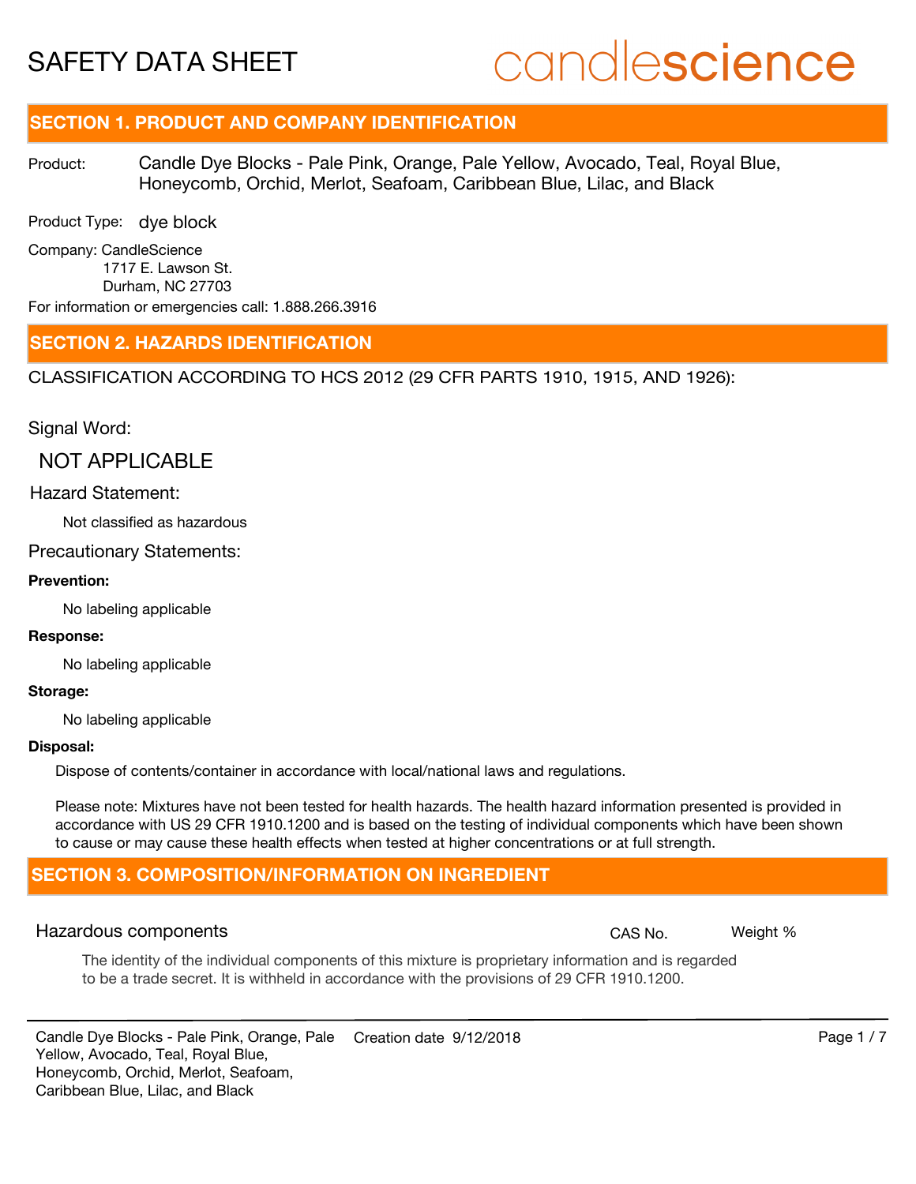# SAFETY DATA SHEET

candlescience

## SECTION 1. PRODUCT AND COMPANY IDENTIFICATION

Product: Candle Dye Blocks - Pale Pink, Orange, Pale Yellow, Avocado, Teal, Royal Blue, Honeycomb, Orchid, Merlot, Seafoam, Caribbean Blue, Lilac, and Black

Product Type: dye block

Company: CandleScience
1717 E. Lawson St.
Durham, NC 27703

For information or emergencies call: 1.888.266.3916

## SECTION 2. HAZARDS IDENTIFICATION

CLASSIFICATION ACCORDING TO HCS 2012 (29 CFR PARTS 1910, 1915, AND 1926):

Signal Word:

NOT APPLICABLE

Hazard Statement:

Not classified as hazardous

Precautionary Statements:

**Prevention:**

No labeling applicable

**Response:**

No labeling applicable

**Storage:**

No labeling applicable

**Disposal:**

Dispose of contents/container in accordance with local/national laws and regulations.

Please note: Mixtures have not been tested for health hazards. The health hazard information presented is provided in accordance with US 29 CFR 1910.1200 and is based on the testing of individual components which have been shown to cause or may cause these health effects when tested at higher concentrations or at full strength.

## SECTION 3. COMPOSITION/INFORMATION ON INGREDIENT

| Hazardous components | CAS No. | Weight % |
| --- | --- | --- |

The identity of the individual components of this mixture is proprietary information and is regarded to be a trade secret. It is withheld in accordance with the provisions of 29 CFR 1910.1200.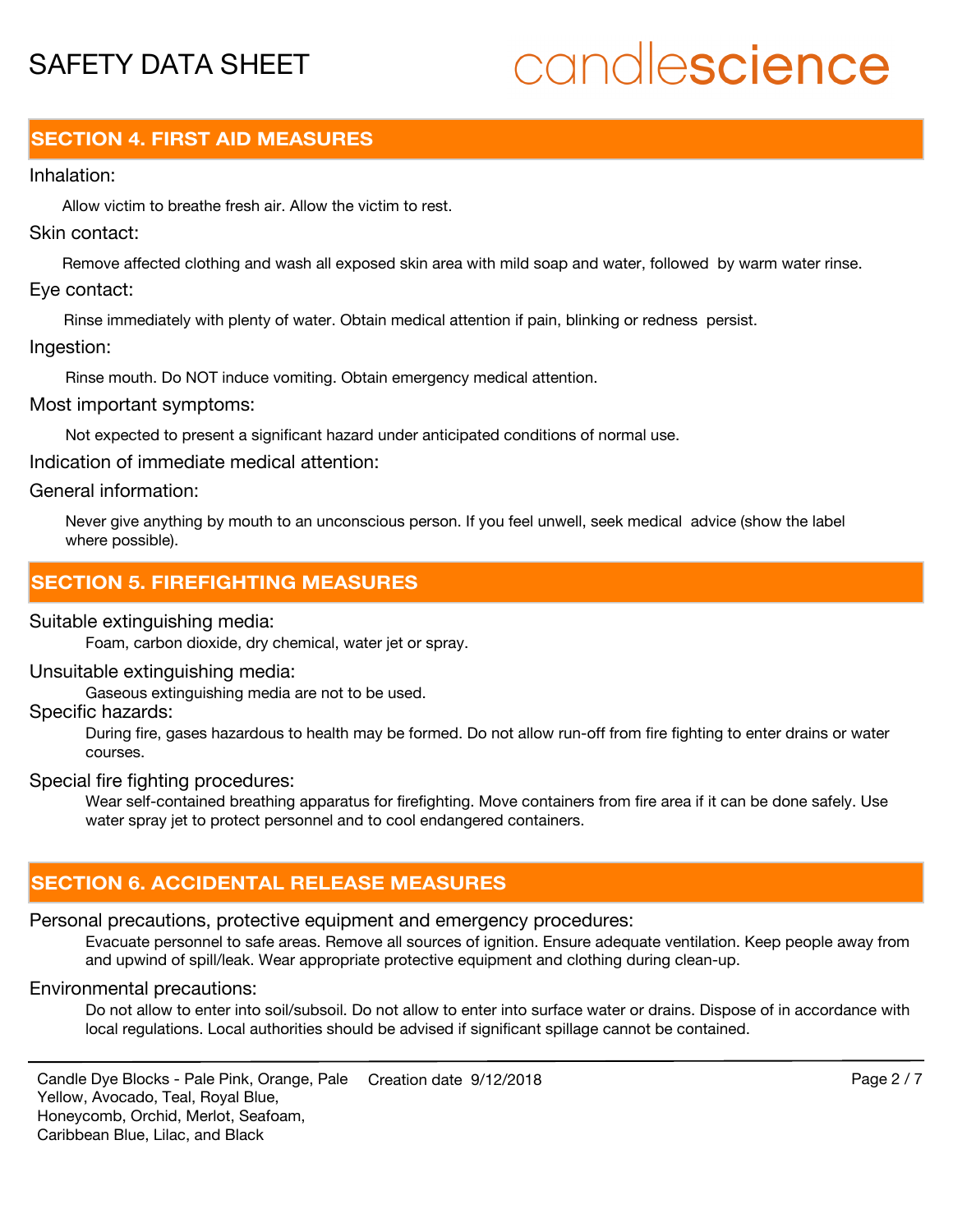## SECTION 4. FIRST AID MEASURES

Inhalation:

Allow victim to breathe fresh air. Allow the victim to rest.

Skin contact:

Remove affected clothing and wash all exposed skin area with mild soap and water, followed by warm water rinse.

Eye contact:

Rinse immediately with plenty of water. Obtain medical attention if pain, blinking or redness persist.

Ingestion:

Rinse mouth. Do NOT induce vomiting. Obtain emergency medical attention.

Most important symptoms:

Not expected to present a significant hazard under anticipated conditions of normal use.

Indication of immediate medical attention:

General information:

Never give anything by mouth to an unconscious person. If you feel unwell, seek medical advice (show the label where possible).

## SECTION 5. FIREFIGHTING MEASURES

Suitable extinguishing media:

Foam, carbon dioxide, dry chemical, water jet or spray.

Unsuitable extinguishing media:

Gaseous extinguishing media are not to be used.

Specific hazards:

During fire, gases hazardous to health may be formed. Do not allow run-off from fire fighting to enter drains or water courses.

Special fire fighting procedures:

Wear self-contained breathing apparatus for firefighting. Move containers from fire area if it can be done safely. Use water spray jet to protect personnel and to cool endangered containers.

## SECTION 6. ACCIDENTAL RELEASE MEASURES

Personal precautions, protective equipment and emergency procedures:

Evacuate personnel to safe areas. Remove all sources of ignition. Ensure adequate ventilation. Keep people away from and upwind of spill/leak. Wear appropriate protective equipment and clothing during clean-up.

Environmental precautions:

Do not allow to enter into soil/subsoil. Do not allow to enter into surface water or drains. Dispose of in accordance with local regulations. Local authorities should be advised if significant spillage cannot be contained.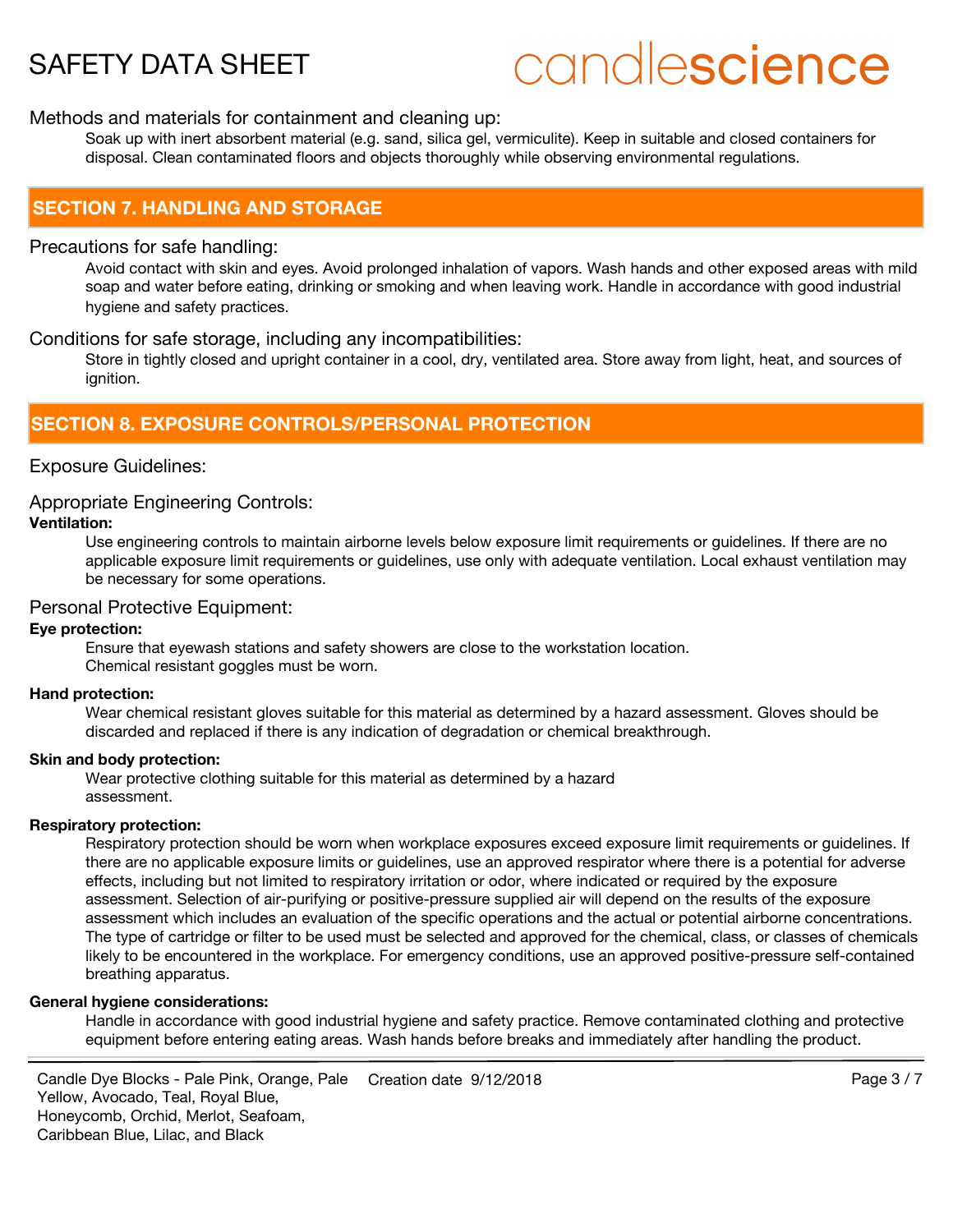Methods and materials for containment and cleaning up:

Soak up with inert absorbent material (e.g. sand, silica gel, vermiculite). Keep in suitable and closed containers for disposal. Clean contaminated floors and objects thoroughly while observing environmental regulations.

## SECTION 7. HANDLING AND STORAGE

Precautions for safe handling:

Avoid contact with skin and eyes. Avoid prolonged inhalation of vapors. Wash hands and other exposed areas with mild soap and water before eating, drinking or smoking and when leaving work. Handle in accordance with good industrial hygiene and safety practices.

Conditions for safe storage, including any incompatibilities:

Store in tightly closed and upright container in a cool, dry, ventilated area. Store away from light, heat, and sources of ignition.

## SECTION 8. EXPOSURE CONTROLS/PERSONAL PROTECTION

Exposure Guidelines:

Appropriate Engineering Controls:

**Ventilation:**

Use engineering controls to maintain airborne levels below exposure limit requirements or guidelines. If there are no applicable exposure limit requirements or guidelines, use only with adequate ventilation. Local exhaust ventilation may be necessary for some operations.

Personal Protective Equipment:

**Eye protection:**

Ensure that eyewash stations and safety showers are close to the workstation location.
Chemical resistant goggles must be worn.

**Hand protection:**

Wear chemical resistant gloves suitable for this material as determined by a hazard assessment. Gloves should be discarded and replaced if there is any indication of degradation or chemical breakthrough.

**Skin and body protection:**

Wear protective clothing suitable for this material as determined by a hazard assessment.

**Respiratory protection:**

Respiratory protection should be worn when workplace exposures exceed exposure limit requirements or guidelines. If there are no applicable exposure limits or guidelines, use an approved respirator where there is a potential for adverse effects, including but not limited to respiratory irritation or odor, where indicated or required by the exposure assessment. Selection of air-purifying or positive-pressure supplied air will depend on the results of the exposure assessment which includes an evaluation of the specific operations and the actual or potential airborne concentrations. The type of cartridge or filter to be used must be selected and approved for the chemical, class, or classes of chemicals likely to be encountered in the workplace. For emergency conditions, use an approved positive-pressure self-contained breathing apparatus.

**General hygiene considerations:**

Handle in accordance with good industrial hygiene and safety practice. Remove contaminated clothing and protective equipment before entering eating areas. Wash hands before breaks and immediately after handling the product.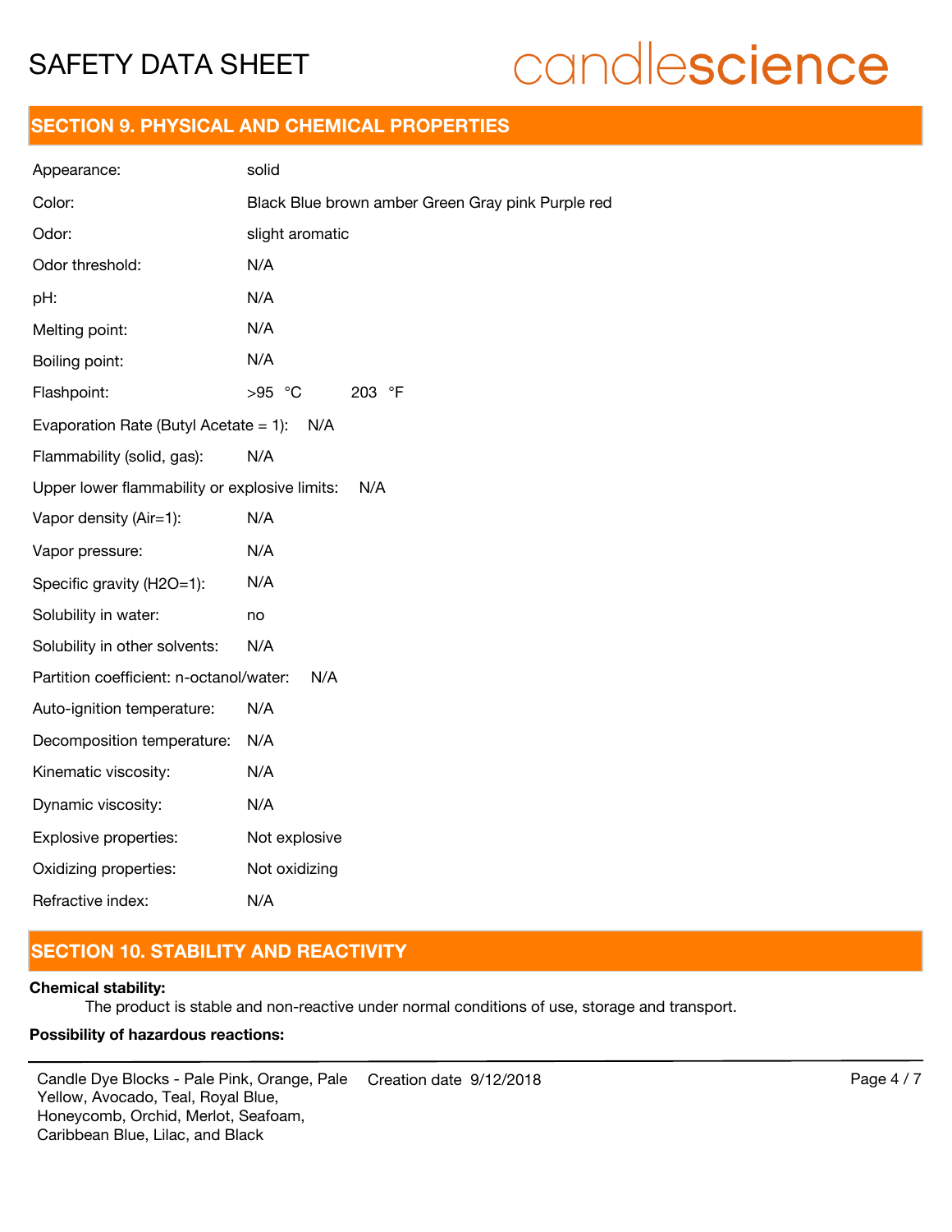## SECTION 9. PHYSICAL AND CHEMICAL PROPERTIES

| Property | Value |
|---|---|
| Appearance: | solid |
| Color: | Black Blue brown amber Green Gray pink Purple red |
| Odor: | slight aromatic |
| Odor threshold: | N/A |
| pH: | N/A |
| Melting point: | N/A |
| Boiling point: | N/A |
| Flashpoint: | >95 °C 203 °F |
| Evaporation Rate (Butyl Acetate = 1): | N/A |
| Flammability (solid, gas): | N/A |
| Upper lower flammability or explosive limits: | N/A |
| Vapor density (Air=1): | N/A |
| Vapor pressure: | N/A |
| Specific gravity (H2O=1): | N/A |
| Solubility in water: | no |
| Solubility in other solvents: | N/A |
| Partition coefficient: n-octanol/water: | N/A |
| Auto-ignition temperature: | N/A |
| Decomposition temperature: | N/A |
| Kinematic viscosity: | N/A |
| Dynamic viscosity: | N/A |
| Explosive properties: | Not explosive |
| Oxidizing properties: | Not oxidizing |
| Refractive index: | N/A |

## SECTION 10. STABILITY AND REACTIVITY

**Chemical stability:**

The product is stable and non-reactive under normal conditions of use, storage and transport.

**Possibility of hazardous reactions:**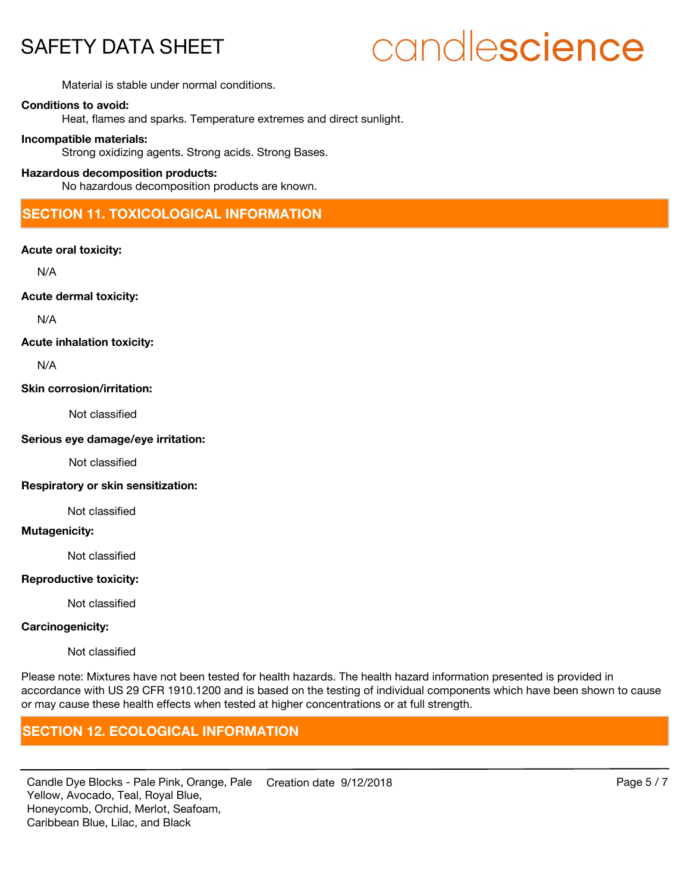Material is stable under normal conditions.

**Conditions to avoid:**

Heat, flames and sparks. Temperature extremes and direct sunlight.

**Incompatible materials:**

Strong oxidizing agents. Strong acids. Strong Bases.

**Hazardous decomposition products:**

No hazardous decomposition products are known.

## SECTION 11. TOXICOLOGICAL INFORMATION

**Acute oral toxicity:**

N/A

**Acute dermal toxicity:**

N/A

**Acute inhalation toxicity:**

N/A

**Skin corrosion/irritation:**

Not classified

**Serious eye damage/eye irritation:**

Not classified

**Respiratory or skin sensitization:**

Not classified

**Mutagenicity:**

Not classified

**Reproductive toxicity:**

Not classified

**Carcinogenicity:**

Not classified

Please note: Mixtures have not been tested for health hazards. The health hazard information presented is provided in accordance with US 29 CFR 1910.1200 and is based on the testing of individual components which have been shown to cause or may cause these health effects when tested at higher concentrations or at full strength.

## SECTION 12. ECOLOGICAL INFORMATION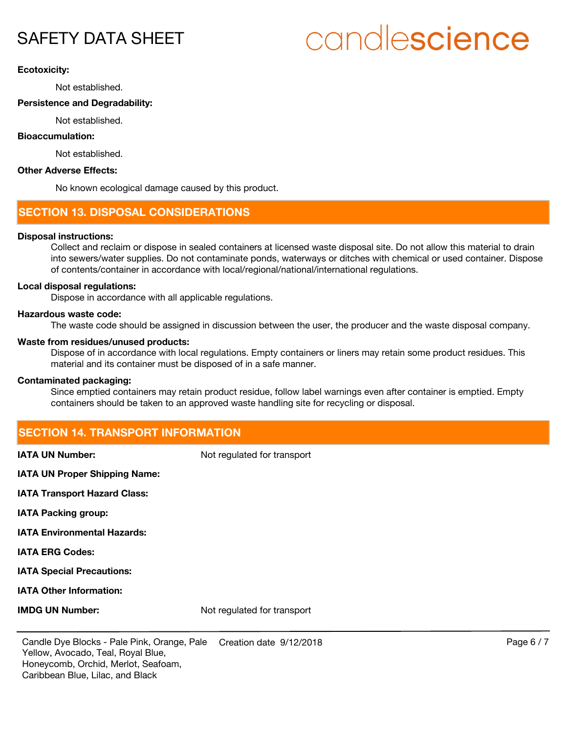**Ecotoxicity:**

Not established.

**Persistence and Degradability:**

Not established.

**Bioaccumulation:**

Not established.

**Other Adverse Effects:**

No known ecological damage caused by this product.

## SECTION 13. DISPOSAL CONSIDERATIONS

**Disposal instructions:**

Collect and reclaim or dispose in sealed containers at licensed waste disposal site. Do not allow this material to drain into sewers/water supplies. Do not contaminate ponds, waterways or ditches with chemical or used container. Dispose of contents/container in accordance with local/regional/national/international regulations.

**Local disposal regulations:**

Dispose in accordance with all applicable regulations.

**Hazardous waste code:**

The waste code should be assigned in discussion between the user, the producer and the waste disposal company.

**Waste from residues/unused products:**

Dispose of in accordance with local regulations. Empty containers or liners may retain some product residues. This material and its container must be disposed of in a safe manner.

**Contaminated packaging:**

Since emptied containers may retain product residue, follow label warnings even after container is emptied. Empty containers should be taken to an approved waste handling site for recycling or disposal.

## SECTION 14. TRANSPORT INFORMATION

**IATA UN Number:** Not regulated for transport

**IATA UN Proper Shipping Name:**

**IATA Transport Hazard Class:**

**IATA Packing group:**

**IATA Environmental Hazards:**

**IATA ERG Codes:**

**IATA Special Precautions:**

**IATA Other Information:**

**IMDG UN Number:** Not regulated for transport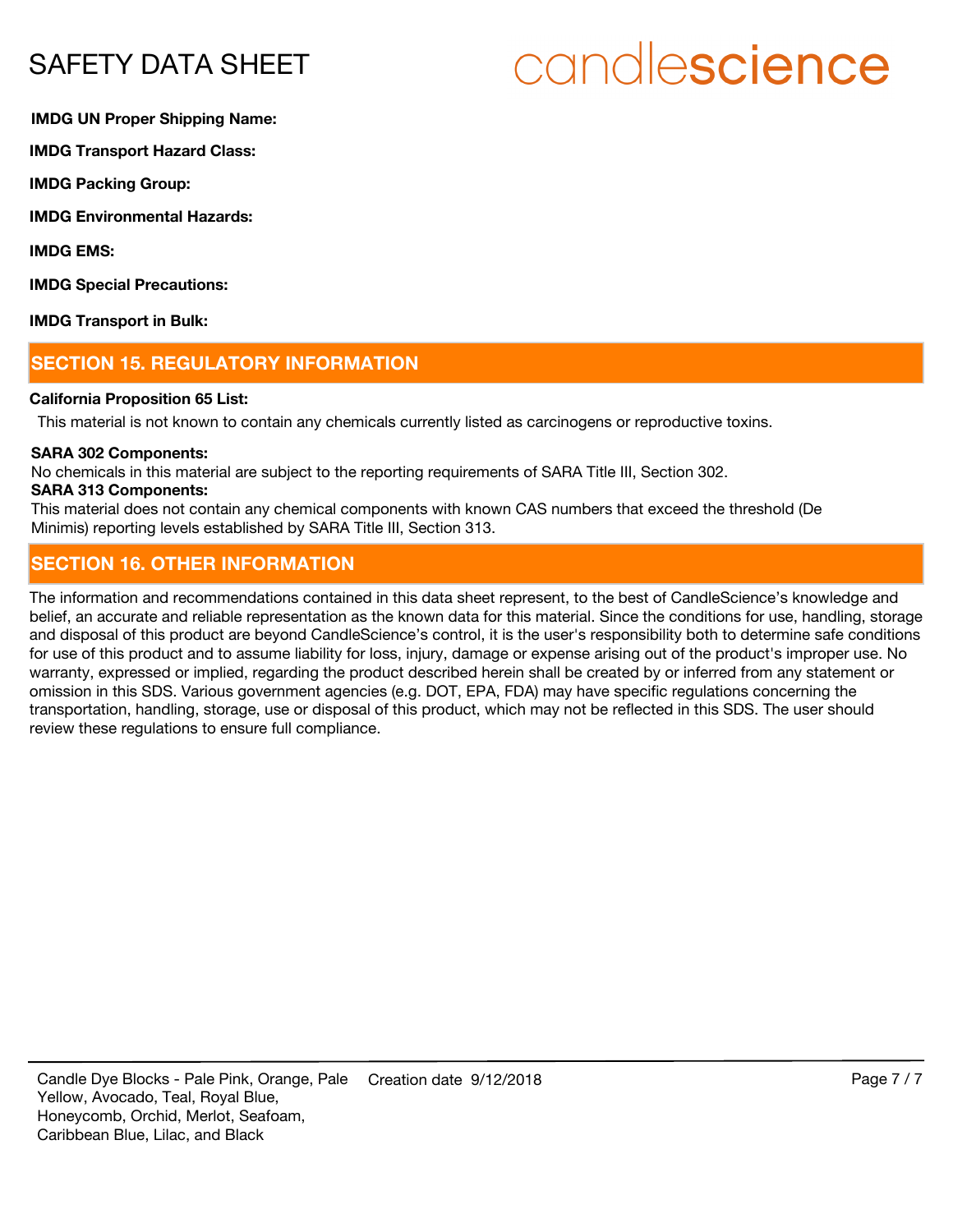**IMDG UN Proper Shipping Name:**

**IMDG Transport Hazard Class:**

**IMDG Packing Group:**

**IMDG Environmental Hazards:**

**IMDG EMS:**

**IMDG Special Precautions:**

**IMDG Transport in Bulk:**

## SECTION 15. REGULATORY INFORMATION

**California Proposition 65 List:**

This material is not known to contain any chemicals currently listed as carcinogens or reproductive toxins.

**SARA 302 Components:**

No chemicals in this material are subject to the reporting requirements of SARA Title III, Section 302.

**SARA 313 Components:**

This material does not contain any chemical components with known CAS numbers that exceed the threshold (De Minimis) reporting levels established by SARA Title III, Section 313.

## SECTION 16. OTHER INFORMATION

The information and recommendations contained in this data sheet represent, to the best of CandleScience's knowledge and belief, an accurate and reliable representation as the known data for this material. Since the conditions for use, handling, storage and disposal of this product are beyond CandleScience's control, it is the user's responsibility both to determine safe conditions for use of this product and to assume liability for loss, injury, damage or expense arising out of the product's improper use. No warranty, expressed or implied, regarding the product described herein shall be created by or inferred from any statement or omission in this SDS. Various government agencies (e.g. DOT, EPA, FDA) may have specific regulations concerning the transportation, handling, storage, use or disposal of this product, which may not be reflected in this SDS. The user should review these regulations to ensure full compliance.